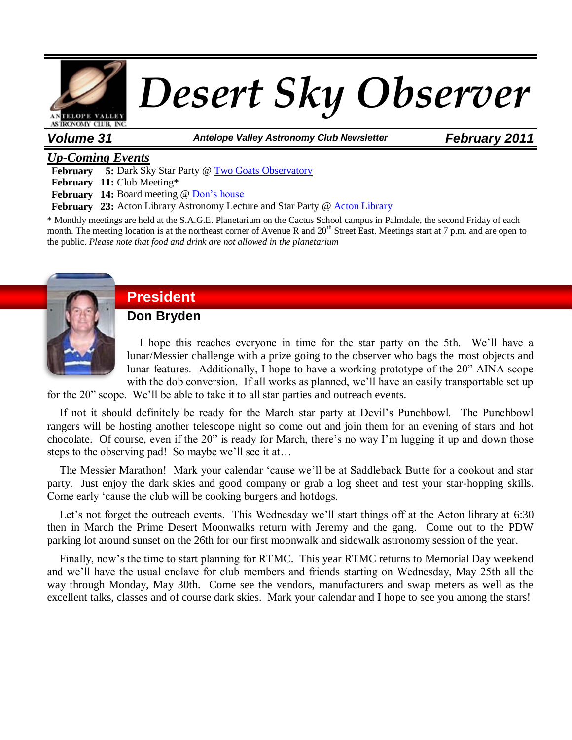# Desert Sky Observer

**Volume 31** — *Antelope Valley Astronomy Club Newsletter* — **February 2011**

## *Up-Coming Events*

**February 5:** Dark Sky Star Party @ [Two Goats Observatory]
**February 11:** Club Meeting*
**February 14:** Board meeting @ [Don's house]
**February 23:** Acton Library Astronomy Lecture and Star Party @ [Acton Library]

* Monthly meetings are held at the S.A.G.E. Planetarium on the Cactus School campus in Palmdale, the second Friday of each month. The meeting location is at the northeast corner of Avenue R and 20th Street East. Meetings start at 7 p.m. and are open to the public. *Please note that food and drink are not allowed in the planetarium*

## President

### Don Bryden

I hope this reaches everyone in time for the star party on the 5th. We'll have a lunar/Messier challenge with a prize going to the observer who bags the most objects and lunar features. Additionally, I hope to have a working prototype of the 20" AINA scope with the dob conversion. If all works as planned, we'll have an easily transportable set up for the 20" scope. We'll be able to take it to all star parties and outreach events.

If not it should definitely be ready for the March star party at Devil's Punchbowl. The Punchbowl rangers will be hosting another telescope night so come out and join them for an evening of stars and hot chocolate. Of course, even if the 20" is ready for March, there's no way I'm lugging it up and down those steps to the observing pad! So maybe we'll see it at…

The Messier Marathon! Mark your calendar 'cause we'll be at Saddleback Butte for a cookout and star party. Just enjoy the dark skies and good company or grab a log sheet and test your star-hopping skills. Come early 'cause the club will be cooking burgers and hotdogs.

Let's not forget the outreach events. This Wednesday we'll start things off at the Acton library at 6:30 then in March the Prime Desert Moonwalks return with Jeremy and the gang. Come out to the PDW parking lot around sunset on the 26th for our first moonwalk and sidewalk astronomy session of the year.

Finally, now's the time to start planning for RTMC. This year RTMC returns to Memorial Day weekend and we'll have the usual enclave for club members and friends starting on Wednesday, May 25th all the way through Monday, May 30th. Come see the vendors, manufacturers and swap meters as well as the excellent talks, classes and of course dark skies. Mark your calendar and I hope to see you among the stars!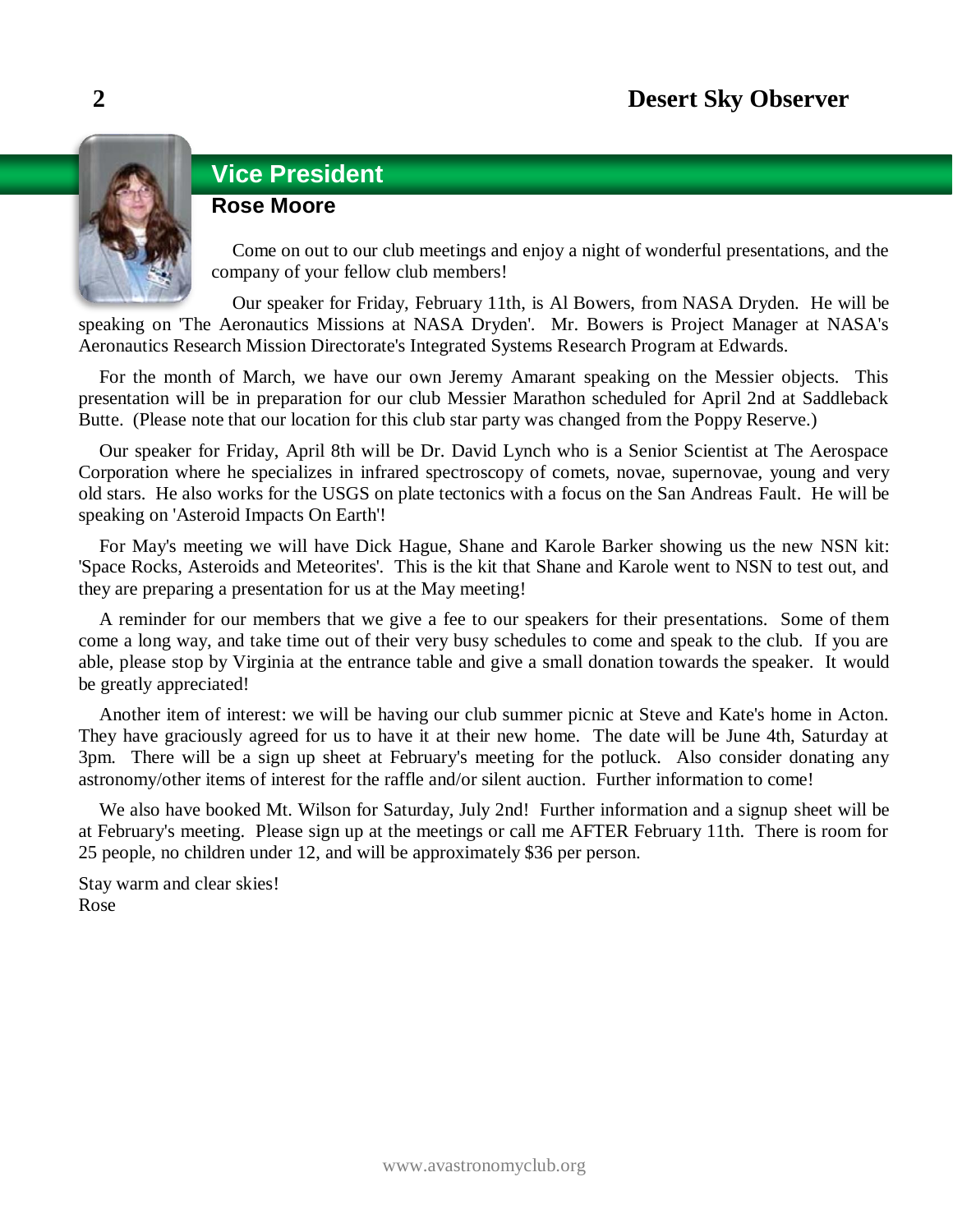## Vice President

### Rose Moore

Come on out to our club meetings and enjoy a night of wonderful presentations, and the company of your fellow club members!

Our speaker for Friday, February 11th, is Al Bowers, from NASA Dryden. He will be speaking on 'The Aeronautics Missions at NASA Dryden'. Mr. Bowers is Project Manager at NASA's Aeronautics Research Mission Directorate's Integrated Systems Research Program at Edwards.

For the month of March, we have our own Jeremy Amarant speaking on the Messier objects. This presentation will be in preparation for our club Messier Marathon scheduled for April 2nd at Saddleback Butte. (Please note that our location for this club star party was changed from the Poppy Reserve.)

Our speaker for Friday, April 8th will be Dr. David Lynch who is a Senior Scientist at The Aerospace Corporation where he specializes in infrared spectroscopy of comets, novae, supernovae, young and very old stars. He also works for the USGS on plate tectonics with a focus on the San Andreas Fault. He will be speaking on 'Asteroid Impacts On Earth'!

For May's meeting we will have Dick Hague, Shane and Karole Barker showing us the new NSN kit: 'Space Rocks, Asteroids and Meteorites'. This is the kit that Shane and Karole went to NSN to test out, and they are preparing a presentation for us at the May meeting!

A reminder for our members that we give a fee to our speakers for their presentations. Some of them come a long way, and take time out of their very busy schedules to come and speak to the club. If you are able, please stop by Virginia at the entrance table and give a small donation towards the speaker. It would be greatly appreciated!

Another item of interest: we will be having our club summer picnic at Steve and Kate's home in Acton. They have graciously agreed for us to have it at their new home. The date will be June 4th, Saturday at 3pm. There will be a sign up sheet at February's meeting for the potluck. Also consider donating any astronomy/other items of interest for the raffle and/or silent auction. Further information to come!

We also have booked Mt. Wilson for Saturday, July 2nd! Further information and a signup sheet will be at February's meeting. Please sign up at the meetings or call me AFTER February 11th. There is room for 25 people, no children under 12, and will be approximately $36 per person.

Stay warm and clear skies!
Rose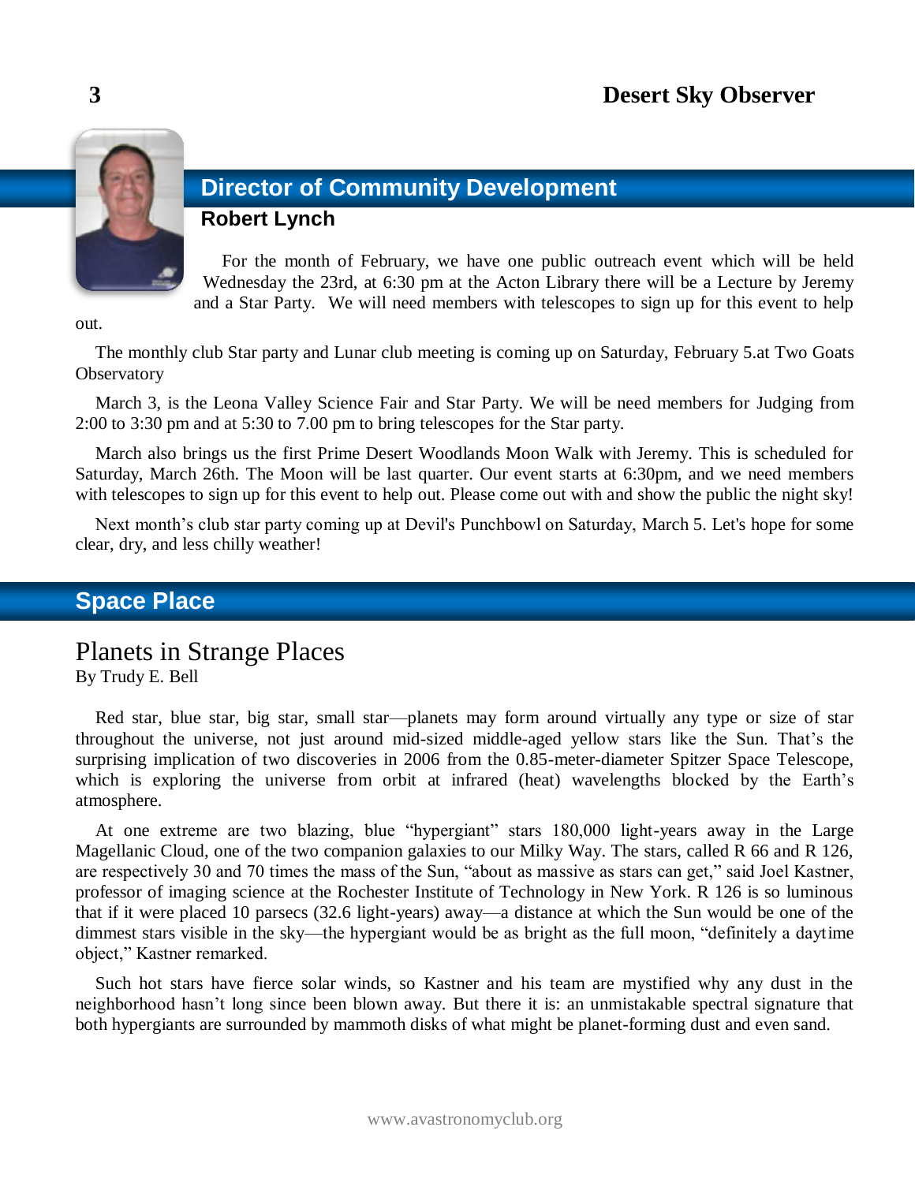## Director of Community Development

**Robert Lynch**

For the month of February, we have one public outreach event which will be held Wednesday the 23rd, at 6:30 pm at the Acton Library there will be a Lecture by Jeremy and a Star Party. We will need members with telescopes to sign up for this event to help out.

The monthly club Star party and Lunar club meeting is coming up on Saturday, February 5.at Two Goats Observatory

March 3, is the Leona Valley Science Fair and Star Party. We will be need members for Judging from 2:00 to 3:30 pm and at 5:30 to 7.00 pm to bring telescopes for the Star party.

March also brings us the first Prime Desert Woodlands Moon Walk with Jeremy. This is scheduled for Saturday, March 26th. The Moon will be last quarter. Our event starts at 6:30pm, and we need members with telescopes to sign up for this event to help out. Please come out with and show the public the night sky!

Next month's club star party coming up at Devil's Punchbowl on Saturday, March 5. Let's hope for some clear, dry, and less chilly weather!

## Space Place

# Planets in Strange Places

By Trudy E. Bell

Red star, blue star, big star, small star—planets may form around virtually any type or size of star throughout the universe, not just around mid-sized middle-aged yellow stars like the Sun. That's the surprising implication of two discoveries in 2006 from the 0.85-meter-diameter Spitzer Space Telescope, which is exploring the universe from orbit at infrared (heat) wavelengths blocked by the Earth's atmosphere.

At one extreme are two blazing, blue "hypergiant" stars 180,000 light-years away in the Large Magellanic Cloud, one of the two companion galaxies to our Milky Way. The stars, called R 66 and R 126, are respectively 30 and 70 times the mass of the Sun, "about as massive as stars can get," said Joel Kastner, professor of imaging science at the Rochester Institute of Technology in New York. R 126 is so luminous that if it were placed 10 parsecs (32.6 light-years) away—a distance at which the Sun would be one of the dimmest stars visible in the sky—the hypergiant would be as bright as the full moon, "definitely a daytime object," Kastner remarked.

Such hot stars have fierce solar winds, so Kastner and his team are mystified why any dust in the neighborhood hasn't long since been blown away. But there it is: an unmistakable spectral signature that both hypergiants are surrounded by mammoth disks of what might be planet-forming dust and even sand.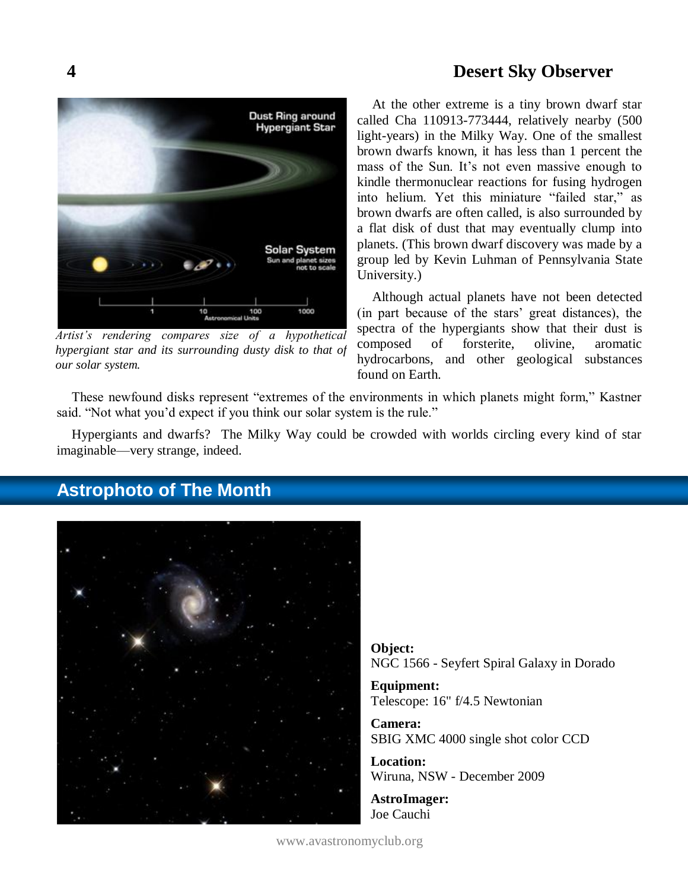*Artist's rendering compares size of a hypothetical hypergiant star and its surrounding dusty disk to that of our solar system.*

At the other extreme is a tiny brown dwarf star called Cha 110913-773444, relatively nearby (500 light-years) in the Milky Way. One of the smallest brown dwarfs known, it has less than 1 percent the mass of the Sun. It's not even massive enough to kindle thermonuclear reactions for fusing hydrogen into helium. Yet this miniature "failed star," as brown dwarfs are often called, is also surrounded by a flat disk of dust that may eventually clump into planets. (This brown dwarf discovery was made by a group led by Kevin Luhman of Pennsylvania State University.)

Although actual planets have not been detected (in part because of the stars' great distances), the spectra of the hypergiants show that their dust is composed of forsterite, olivine, aromatic hydrocarbons, and other geological substances found on Earth.

These newfound disks represent "extremes of the environments in which planets might form," Kastner said. "Not what you'd expect if you think our solar system is the rule."

Hypergiants and dwarfs? The Milky Way could be crowded with worlds circling every kind of star imaginable—very strange, indeed.

## Astrophoto of The Month

**Object:**
NGC 1566 - Seyfert Spiral Galaxy in Dorado

**Equipment:**
Telescope: 16" f/4.5 Newtonian

**Camera:**
SBIG XMC 4000 single shot color CCD

**Location:**
Wiruna, NSW - December 2009

**AstroImager:**
Joe Cauchi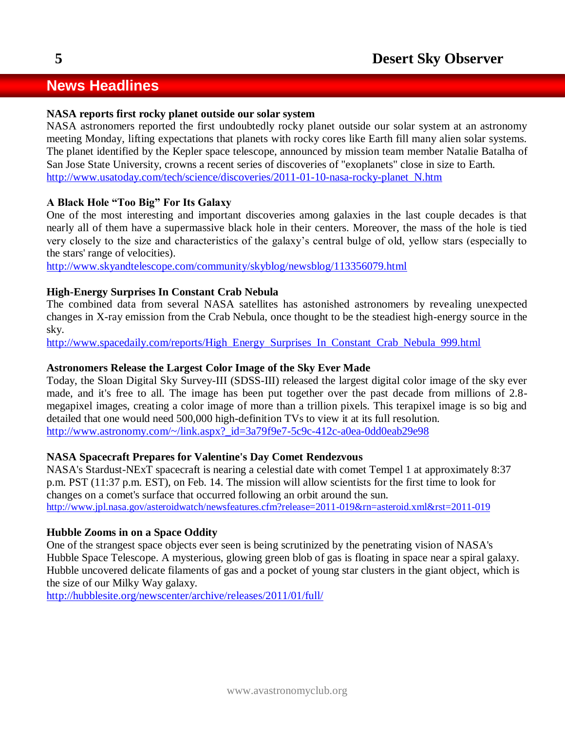## News Headlines

**NASA reports first rocky planet outside our solar system**

NASA astronomers reported the first undoubtedly rocky planet outside our solar system at an astronomy meeting Monday, lifting expectations that planets with rocky cores like Earth fill many alien solar systems. The planet identified by the Kepler space telescope, announced by mission team member Natalie Batalha of San Jose State University, crowns a recent series of discoveries of "exoplanets" close in size to Earth.
http://www.usatoday.com/tech/science/discoveries/2011-01-10-nasa-rocky-planet_N.htm

**A Black Hole "Too Big" For Its Galaxy**

One of the most interesting and important discoveries among galaxies in the last couple decades is that nearly all of them have a supermassive black hole in their centers. Moreover, the mass of the hole is tied very closely to the size and characteristics of the galaxy's central bulge of old, yellow stars (especially to the stars' range of velocities).
http://www.skyandtelescope.com/community/skyblog/newsblog/113356079.html

**High-Energy Surprises In Constant Crab Nebula**

The combined data from several NASA satellites has astonished astronomers by revealing unexpected changes in X-ray emission from the Crab Nebula, once thought to be the steadiest high-energy source in the sky.
http://www.spacedaily.com/reports/High_Energy_Surprises_In_Constant_Crab_Nebula_999.html

**Astronomers Release the Largest Color Image of the Sky Ever Made**

Today, the Sloan Digital Sky Survey-III (SDSS-III) released the largest digital color image of the sky ever made, and it's free to all. The image has been put together over the past decade from millions of 2.8-megapixel images, creating a color image of more than a trillion pixels. This terapixel image is so big and detailed that one would need 500,000 high-definition TVs to view it at its full resolution.
http://www.astronomy.com/~/link.aspx?_id=3a79f9e7-5c9c-412c-a0ea-0dd0eab29e98

**NASA Spacecraft Prepares for Valentine's Day Comet Rendezvous**

NASA's Stardust-NExT spacecraft is nearing a celestial date with comet Tempel 1 at approximately 8:37 p.m. PST (11:37 p.m. EST), on Feb. 14. The mission will allow scientists for the first time to look for changes on a comet's surface that occurred following an orbit around the sun.
http://www.jpl.nasa.gov/asteroidwatch/newsfeatures.cfm?release=2011-019&rn=asteroid.xml&rst=2011-019

**Hubble Zooms in on a Space Oddity**

One of the strangest space objects ever seen is being scrutinized by the penetrating vision of NASA's Hubble Space Telescope. A mysterious, glowing green blob of gas is floating in space near a spiral galaxy. Hubble uncovered delicate filaments of gas and a pocket of young star clusters in the giant object, which is the size of our Milky Way galaxy.
http://hubblesite.org/newscenter/archive/releases/2011/01/full/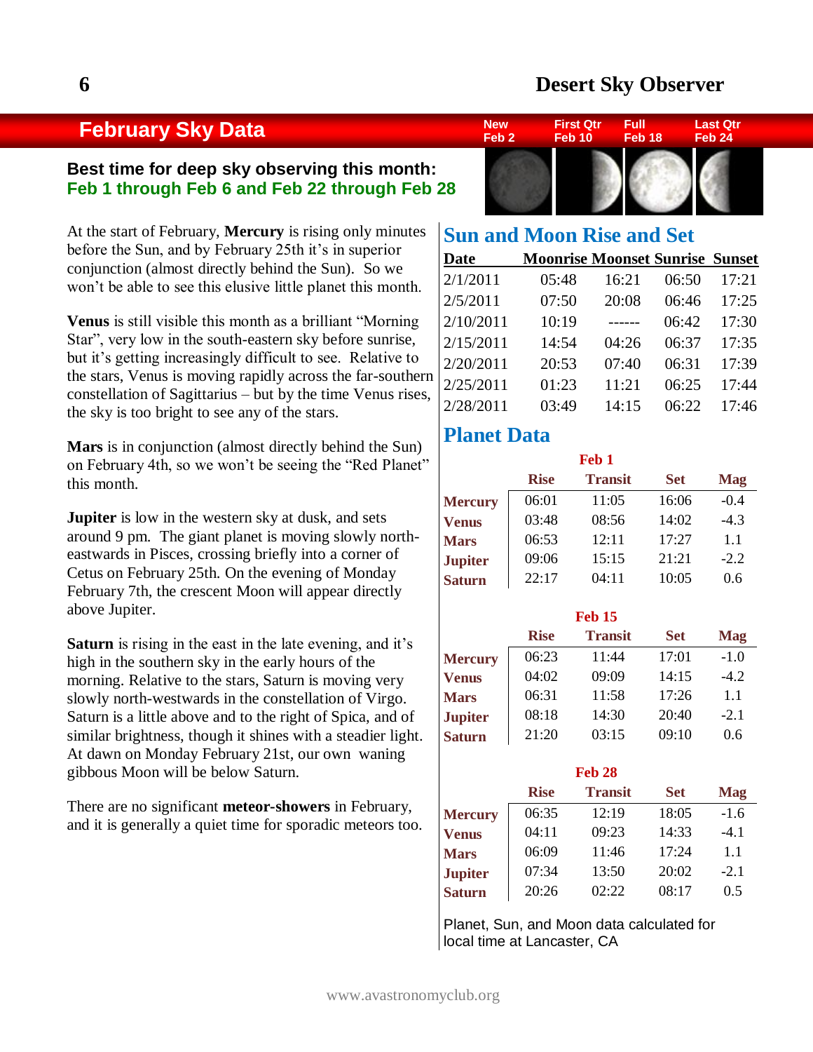## February Sky Data

| New | First Qtr | Full | Last Qtr |
|---|---|---|---|
| Feb 2 | Feb 10 | Feb 18 | Feb 24 |

**Best time for deep sky observing this month:**
**Feb 1 through Feb 6 and Feb 22 through Feb 28**

At the start of February, **Mercury** is rising only minutes before the Sun, and by February 25th it's in superior conjunction (almost directly behind the Sun). So we won't be able to see this elusive little planet this month.

**Venus** is still visible this month as a brilliant "Morning Star", very low in the south-eastern sky before sunrise, but it's getting increasingly difficult to see. Relative to the stars, Venus is moving rapidly across the far-southern constellation of Sagittarius – but by the time Venus rises, the sky is too bright to see any of the stars.

**Mars** is in conjunction (almost directly behind the Sun) on February 4th, so we won't be seeing the "Red Planet" this month.

**Jupiter** is low in the western sky at dusk, and sets around 9 pm. The giant planet is moving slowly north-eastwards in Pisces, crossing briefly into a corner of Cetus on February 25th. On the evening of Monday February 7th, the crescent Moon will appear directly above Jupiter.

**Saturn** is rising in the east in the late evening, and it's high in the southern sky in the early hours of the morning. Relative to the stars, Saturn is moving very slowly north-westwards in the constellation of Virgo. Saturn is a little above and to the right of Spica, and of similar brightness, though it shines with a steadier light. At dawn on Monday February 21st, our own waning gibbous Moon will be below Saturn.

There are no significant **meteor-showers** in February, and it is generally a quiet time for sporadic meteors too.

## Sun and Moon Rise and Set

| Date | Moonrise | Moonset | Sunrise | Sunset |
|---|---|---|---|---|
| 2/1/2011 | 05:48 | 16:21 | 06:50 | 17:21 |
| 2/5/2011 | 07:50 | 20:08 | 06:46 | 17:25 |
| 2/10/2011 | 10:19 | ------ | 06:42 | 17:30 |
| 2/15/2011 | 14:54 | 04:26 | 06:37 | 17:35 |
| 2/20/2011 | 20:53 | 07:40 | 06:31 | 17:39 |
| 2/25/2011 | 01:23 | 11:21 | 06:25 | 17:44 |
| 2/28/2011 | 03:49 | 14:15 | 06:22 | 17:46 |

## Planet Data

**Feb 1**

| | Rise | Transit | Set | Mag |
|---|---|---|---|---|
| **Mercury** | 06:01 | 11:05 | 16:06 | -0.4 |
| **Venus** | 03:48 | 08:56 | 14:02 | -4.3 |
| **Mars** | 06:53 | 12:11 | 17:27 | 1.1 |
| **Jupiter** | 09:06 | 15:15 | 21:21 | -2.2 |
| **Saturn** | 22:17 | 04:11 | 10:05 | 0.6 |

**Feb 15**

| | Rise | Transit | Set | Mag |
|---|---|---|---|---|
| **Mercury** | 06:23 | 11:44 | 17:01 | -1.0 |
| **Venus** | 04:02 | 09:09 | 14:15 | -4.2 |
| **Mars** | 06:31 | 11:58 | 17:26 | 1.1 |
| **Jupiter** | 08:18 | 14:30 | 20:40 | -2.1 |
| **Saturn** | 21:20 | 03:15 | 09:10 | 0.6 |

**Feb 28**

| | Rise | Transit | Set | Mag |
|---|---|---|---|---|
| **Mercury** | 06:35 | 12:19 | 18:05 | -1.6 |
| **Venus** | 04:11 | 09:23 | 14:33 | -4.1 |
| **Mars** | 06:09 | 11:46 | 17:24 | 1.1 |
| **Jupiter** | 07:34 | 13:50 | 20:02 | -2.1 |
| **Saturn** | 20:26 | 02:22 | 08:17 | 0.5 |

Planet, Sun, and Moon data calculated for local time at Lancaster, CA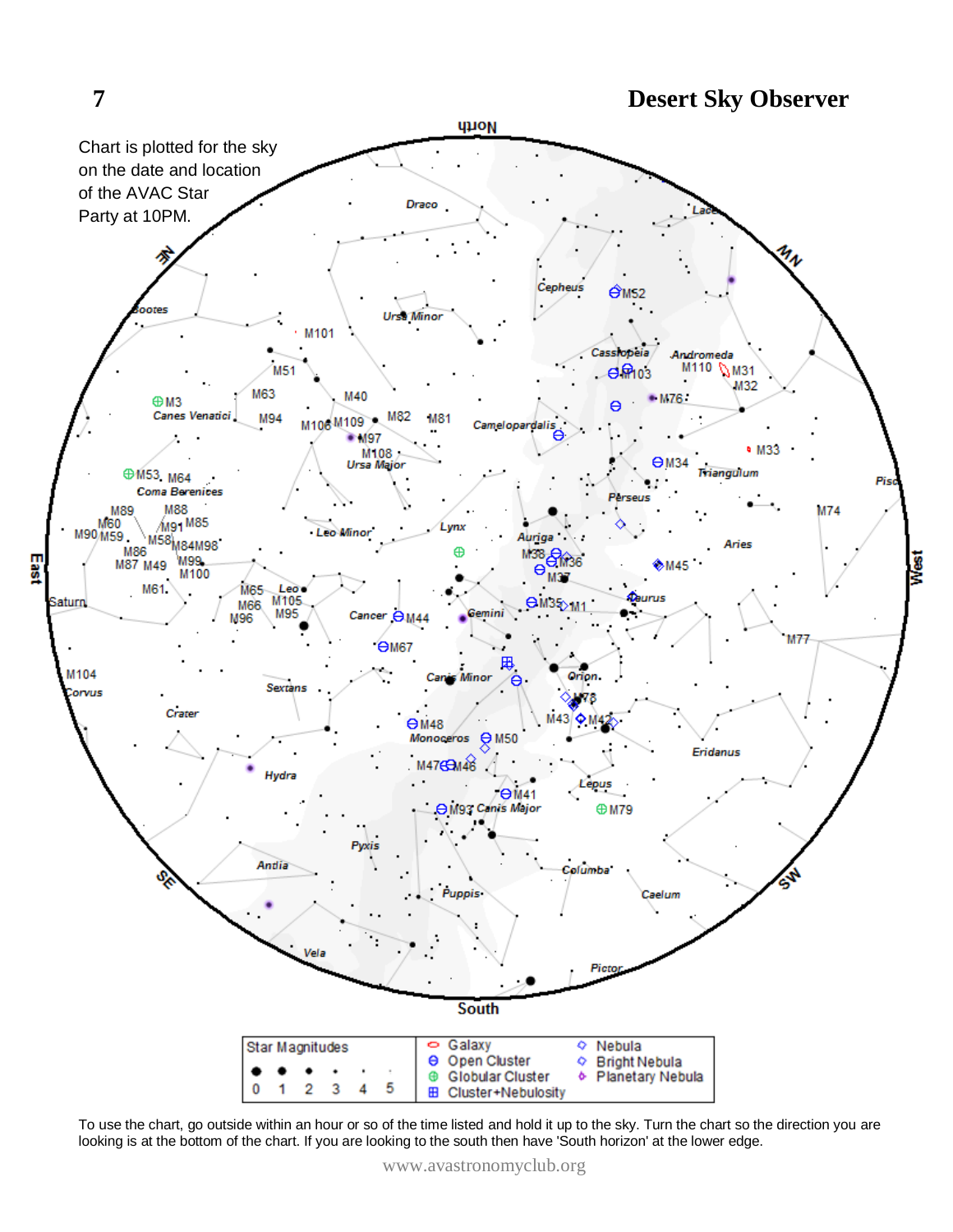Chart is plotted for the sky on the date and location of the AVAC Star Party at 10PM.

| Star Magnitudes | | | | | | Galaxy | Nebula |
|---|---|---|---|---|---|---|---|
| 0 | 1 | 2 | 3 | 4 | 5 | Open Cluster | Bright Nebula |
| | | | | | | Globular Cluster | Planetary Nebula |
| | | | | | | Cluster+Nebulosity | |

To use the chart, go outside within an hour or so of the time listed and hold it up to the sky. Turn the chart so the direction you are looking is at the bottom of the chart. If you are looking to the south then have 'South horizon' at the lower edge.

www.avastronomyclub.org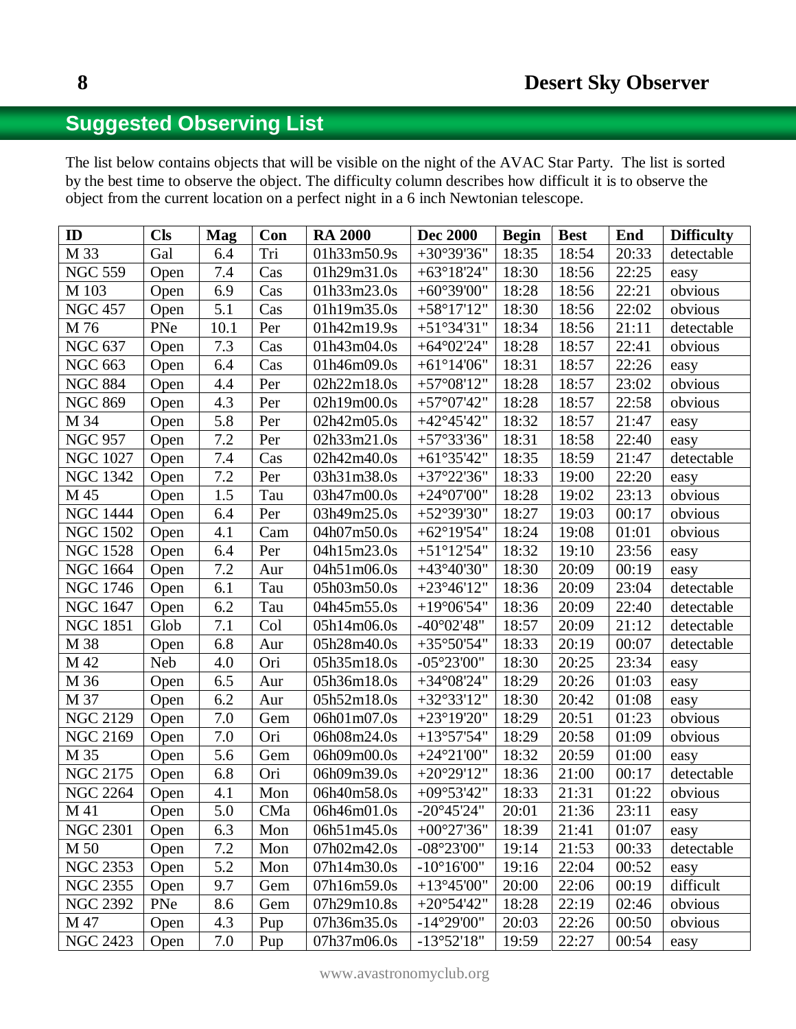## Suggested Observing List

The list below contains objects that will be visible on the night of the AVAC Star Party. The list is sorted by the best time to observe the object. The difficulty column describes how difficult it is to observe the object from the current location on a perfect night in a 6 inch Newtonian telescope.

| ID | Cls | Mag | Con | RA 2000 | Dec 2000 | Begin | Best | End | Difficulty |
|---|---|---|---|---|---|---|---|---|---|
| M 33 | Gal | 6.4 | Tri | 01h33m50.9s | +30°39'36" | 18:35 | 18:54 | 20:33 | detectable |
| NGC 559 | Open | 7.4 | Cas | 01h29m31.0s | +63°18'24" | 18:30 | 18:56 | 22:25 | easy |
| M 103 | Open | 6.9 | Cas | 01h33m23.0s | +60°39'00" | 18:28 | 18:56 | 22:21 | obvious |
| NGC 457 | Open | 5.1 | Cas | 01h19m35.0s | +58°17'12" | 18:30 | 18:56 | 22:02 | obvious |
| M 76 | PNe | 10.1 | Per | 01h42m19.9s | +51°34'31" | 18:34 | 18:56 | 21:11 | detectable |
| NGC 637 | Open | 7.3 | Cas | 01h43m04.0s | +64°02'24" | 18:28 | 18:57 | 22:41 | obvious |
| NGC 663 | Open | 6.4 | Cas | 01h46m09.0s | +61°14'06" | 18:31 | 18:57 | 22:26 | easy |
| NGC 884 | Open | 4.4 | Per | 02h22m18.0s | +57°08'12" | 18:28 | 18:57 | 23:02 | obvious |
| NGC 869 | Open | 4.3 | Per | 02h19m00.0s | +57°07'42" | 18:28 | 18:57 | 22:58 | obvious |
| M 34 | Open | 5.8 | Per | 02h42m05.0s | +42°45'42" | 18:32 | 18:57 | 21:47 | easy |
| NGC 957 | Open | 7.2 | Per | 02h33m21.0s | +57°33'36" | 18:31 | 18:58 | 22:40 | easy |
| NGC 1027 | Open | 7.4 | Cas | 02h42m40.0s | +61°35'42" | 18:35 | 18:59 | 21:47 | detectable |
| NGC 1342 | Open | 7.2 | Per | 03h31m38.0s | +37°22'36" | 18:33 | 19:00 | 22:20 | easy |
| M 45 | Open | 1.5 | Tau | 03h47m00.0s | +24°07'00" | 18:28 | 19:02 | 23:13 | obvious |
| NGC 1444 | Open | 6.4 | Per | 03h49m25.0s | +52°39'30" | 18:27 | 19:03 | 00:17 | obvious |
| NGC 1502 | Open | 4.1 | Cam | 04h07m50.0s | +62°19'54" | 18:24 | 19:08 | 01:01 | obvious |
| NGC 1528 | Open | 6.4 | Per | 04h15m23.0s | +51°12'54" | 18:32 | 19:10 | 23:56 | easy |
| NGC 1664 | Open | 7.2 | Aur | 04h51m06.0s | +43°40'30" | 18:30 | 20:09 | 00:19 | easy |
| NGC 1746 | Open | 6.1 | Tau | 05h03m50.0s | +23°46'12" | 18:36 | 20:09 | 23:04 | detectable |
| NGC 1647 | Open | 6.2 | Tau | 04h45m55.0s | +19°06'54" | 18:36 | 20:09 | 22:40 | detectable |
| NGC 1851 | Glob | 7.1 | Col | 05h14m06.0s | -40°02'48" | 18:57 | 20:09 | 21:12 | detectable |
| M 38 | Open | 6.8 | Aur | 05h28m40.0s | +35°50'54" | 18:33 | 20:19 | 00:07 | detectable |
| M 42 | Neb | 4.0 | Ori | 05h35m18.0s | -05°23'00" | 18:30 | 20:25 | 23:34 | easy |
| M 36 | Open | 6.5 | Aur | 05h36m18.0s | +34°08'24" | 18:29 | 20:26 | 01:03 | easy |
| M 37 | Open | 6.2 | Aur | 05h52m18.0s | +32°33'12" | 18:30 | 20:42 | 01:08 | easy |
| NGC 2129 | Open | 7.0 | Gem | 06h01m07.0s | +23°19'20" | 18:29 | 20:51 | 01:23 | obvious |
| NGC 2169 | Open | 7.0 | Ori | 06h08m24.0s | +13°57'54" | 18:29 | 20:58 | 01:09 | obvious |
| M 35 | Open | 5.6 | Gem | 06h09m00.0s | +24°21'00" | 18:32 | 20:59 | 01:00 | easy |
| NGC 2175 | Open | 6.8 | Ori | 06h09m39.0s | +20°29'12" | 18:36 | 21:00 | 00:17 | detectable |
| NGC 2264 | Open | 4.1 | Mon | 06h40m58.0s | +09°53'42" | 18:33 | 21:31 | 01:22 | obvious |
| M 41 | Open | 5.0 | CMa | 06h46m01.0s | -20°45'24" | 20:01 | 21:36 | 23:11 | easy |
| NGC 2301 | Open | 6.3 | Mon | 06h51m45.0s | +00°27'36" | 18:39 | 21:41 | 01:07 | easy |
| M 50 | Open | 7.2 | Mon | 07h02m42.0s | -08°23'00" | 19:14 | 21:53 | 00:33 | detectable |
| NGC 2353 | Open | 5.2 | Mon | 07h14m30.0s | -10°16'00" | 19:16 | 22:04 | 00:52 | easy |
| NGC 2355 | Open | 9.7 | Gem | 07h16m59.0s | +13°45'00" | 20:00 | 22:06 | 00:19 | difficult |
| NGC 2392 | PNe | 8.6 | Gem | 07h29m10.8s | +20°54'42" | 18:28 | 22:19 | 02:46 | obvious |
| M 47 | Open | 4.3 | Pup | 07h36m35.0s | -14°29'00" | 20:03 | 22:26 | 00:50 | obvious |
| NGC 2423 | Open | 7.0 | Pup | 07h37m06.0s | -13°52'18" | 19:59 | 22:27 | 00:54 | easy |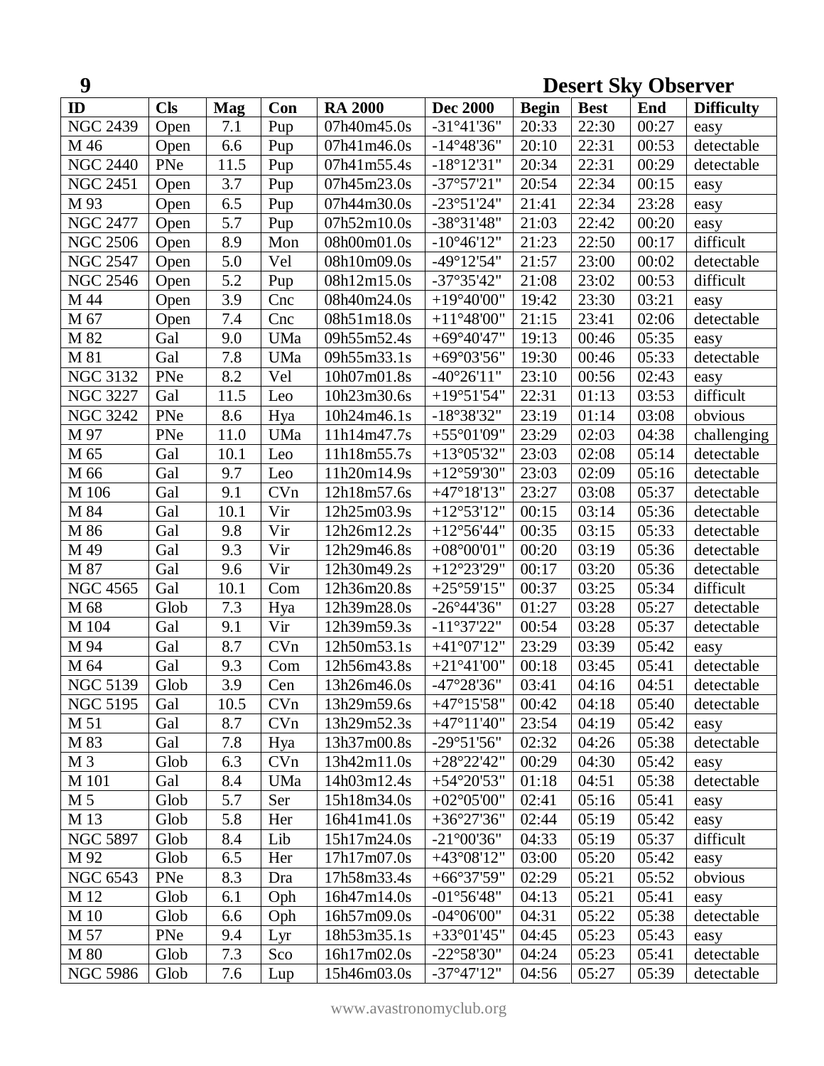| ID | Cls | Mag | Con | RA 2000 | Dec 2000 | Begin | Best | End | Difficulty |
|---|---|---|---|---|---|---|---|---|---|
| NGC 2439 | Open | 7.1 | Pup | 07h40m45.0s | -31°41'36" | 20:33 | 22:30 | 00:27 | easy |
| M 46 | Open | 6.6 | Pup | 07h41m46.0s | -14°48'36" | 20:10 | 22:31 | 00:53 | detectable |
| NGC 2440 | PNe | 11.5 | Pup | 07h41m55.4s | -18°12'31" | 20:34 | 22:31 | 00:29 | detectable |
| NGC 2451 | Open | 3.7 | Pup | 07h45m23.0s | -37°57'21" | 20:54 | 22:34 | 00:15 | easy |
| M 93 | Open | 6.5 | Pup | 07h44m30.0s | -23°51'24" | 21:41 | 22:34 | 23:28 | easy |
| NGC 2477 | Open | 5.7 | Pup | 07h52m10.0s | -38°31'48" | 21:03 | 22:42 | 00:20 | easy |
| NGC 2506 | Open | 8.9 | Mon | 08h00m01.0s | -10°46'12" | 21:23 | 22:50 | 00:17 | difficult |
| NGC 2547 | Open | 5.0 | Vel | 08h10m09.0s | -49°12'54" | 21:57 | 23:00 | 00:02 | detectable |
| NGC 2546 | Open | 5.2 | Pup | 08h12m15.0s | -37°35'42" | 21:08 | 23:02 | 00:53 | difficult |
| M 44 | Open | 3.9 | Cnc | 08h40m24.0s | +19°40'00" | 19:42 | 23:30 | 03:21 | easy |
| M 67 | Open | 7.4 | Cnc | 08h51m18.0s | +11°48'00" | 21:15 | 23:41 | 02:06 | detectable |
| M 82 | Gal | 9.0 | UMa | 09h55m52.4s | +69°40'47" | 19:13 | 00:46 | 05:35 | easy |
| M 81 | Gal | 7.8 | UMa | 09h55m33.1s | +69°03'56" | 19:30 | 00:46 | 05:33 | detectable |
| NGC 3132 | PNe | 8.2 | Vel | 10h07m01.8s | -40°26'11" | 23:10 | 00:56 | 02:43 | easy |
| NGC 3227 | Gal | 11.5 | Leo | 10h23m30.6s | +19°51'54" | 22:31 | 01:13 | 03:53 | difficult |
| NGC 3242 | PNe | 8.6 | Hya | 10h24m46.1s | -18°38'32" | 23:19 | 01:14 | 03:08 | obvious |
| M 97 | PNe | 11.0 | UMa | 11h14m47.7s | +55°01'09" | 23:29 | 02:03 | 04:38 | challenging |
| M 65 | Gal | 10.1 | Leo | 11h18m55.7s | +13°05'32" | 23:03 | 02:08 | 05:14 | detectable |
| M 66 | Gal | 9.7 | Leo | 11h20m14.9s | +12°59'30" | 23:03 | 02:09 | 05:16 | detectable |
| M 106 | Gal | 9.1 | CVn | 12h18m57.6s | +47°18'13" | 23:27 | 03:08 | 05:37 | detectable |
| M 84 | Gal | 10.1 | Vir | 12h25m03.9s | +12°53'12" | 00:15 | 03:14 | 05:36 | detectable |
| M 86 | Gal | 9.8 | Vir | 12h26m12.2s | +12°56'44" | 00:35 | 03:15 | 05:33 | detectable |
| M 49 | Gal | 9.3 | Vir | 12h29m46.8s | +08°00'01" | 00:20 | 03:19 | 05:36 | detectable |
| M 87 | Gal | 9.6 | Vir | 12h30m49.2s | +12°23'29" | 00:17 | 03:20 | 05:36 | detectable |
| NGC 4565 | Gal | 10.1 | Com | 12h36m20.8s | +25°59'15" | 00:37 | 03:25 | 05:34 | difficult |
| M 68 | Glob | 7.3 | Hya | 12h39m28.0s | -26°44'36" | 01:27 | 03:28 | 05:27 | detectable |
| M 104 | Gal | 9.1 | Vir | 12h39m59.3s | -11°37'22" | 00:54 | 03:28 | 05:37 | detectable |
| M 94 | Gal | 8.7 | CVn | 12h50m53.1s | +41°07'12" | 23:29 | 03:39 | 05:42 | easy |
| M 64 | Gal | 9.3 | Com | 12h56m43.8s | +21°41'00" | 00:18 | 03:45 | 05:41 | detectable |
| NGC 5139 | Glob | 3.9 | Cen | 13h26m46.0s | -47°28'36" | 03:41 | 04:16 | 04:51 | detectable |
| NGC 5195 | Gal | 10.5 | CVn | 13h29m59.6s | +47°15'58" | 00:42 | 04:18 | 05:40 | detectable |
| M 51 | Gal | 8.7 | CVn | 13h29m52.3s | +47°11'40" | 23:54 | 04:19 | 05:42 | easy |
| M 83 | Gal | 7.8 | Hya | 13h37m00.8s | -29°51'56" | 02:32 | 04:26 | 05:38 | detectable |
| M 3 | Glob | 6.3 | CVn | 13h42m11.0s | +28°22'42" | 00:29 | 04:30 | 05:42 | easy |
| M 101 | Gal | 8.4 | UMa | 14h03m12.4s | +54°20'53" | 01:18 | 04:51 | 05:38 | detectable |
| M 5 | Glob | 5.7 | Ser | 15h18m34.0s | +02°05'00" | 02:41 | 05:16 | 05:41 | easy |
| M 13 | Glob | 5.8 | Her | 16h41m41.0s | +36°27'36" | 02:44 | 05:19 | 05:42 | easy |
| NGC 5897 | Glob | 8.4 | Lib | 15h17m24.0s | -21°00'36" | 04:33 | 05:19 | 05:37 | difficult |
| M 92 | Glob | 6.5 | Her | 17h17m07.0s | +43°08'12" | 03:00 | 05:20 | 05:42 | easy |
| NGC 6543 | PNe | 8.3 | Dra | 17h58m33.4s | +66°37'59" | 02:29 | 05:21 | 05:52 | obvious |
| M 12 | Glob | 6.1 | Oph | 16h47m14.0s | -01°56'48" | 04:13 | 05:21 | 05:41 | easy |
| M 10 | Glob | 6.6 | Oph | 16h57m09.0s | -04°06'00" | 04:31 | 05:22 | 05:38 | detectable |
| M 57 | PNe | 9.4 | Lyr | 18h53m35.1s | +33°01'45" | 04:45 | 05:23 | 05:43 | easy |
| M 80 | Glob | 7.3 | Sco | 16h17m02.0s | -22°58'30" | 04:24 | 05:23 | 05:41 | detectable |
| NGC 5986 | Glob | 7.6 | Lup | 15h46m03.0s | -37°47'12" | 04:56 | 05:27 | 05:39 | detectable |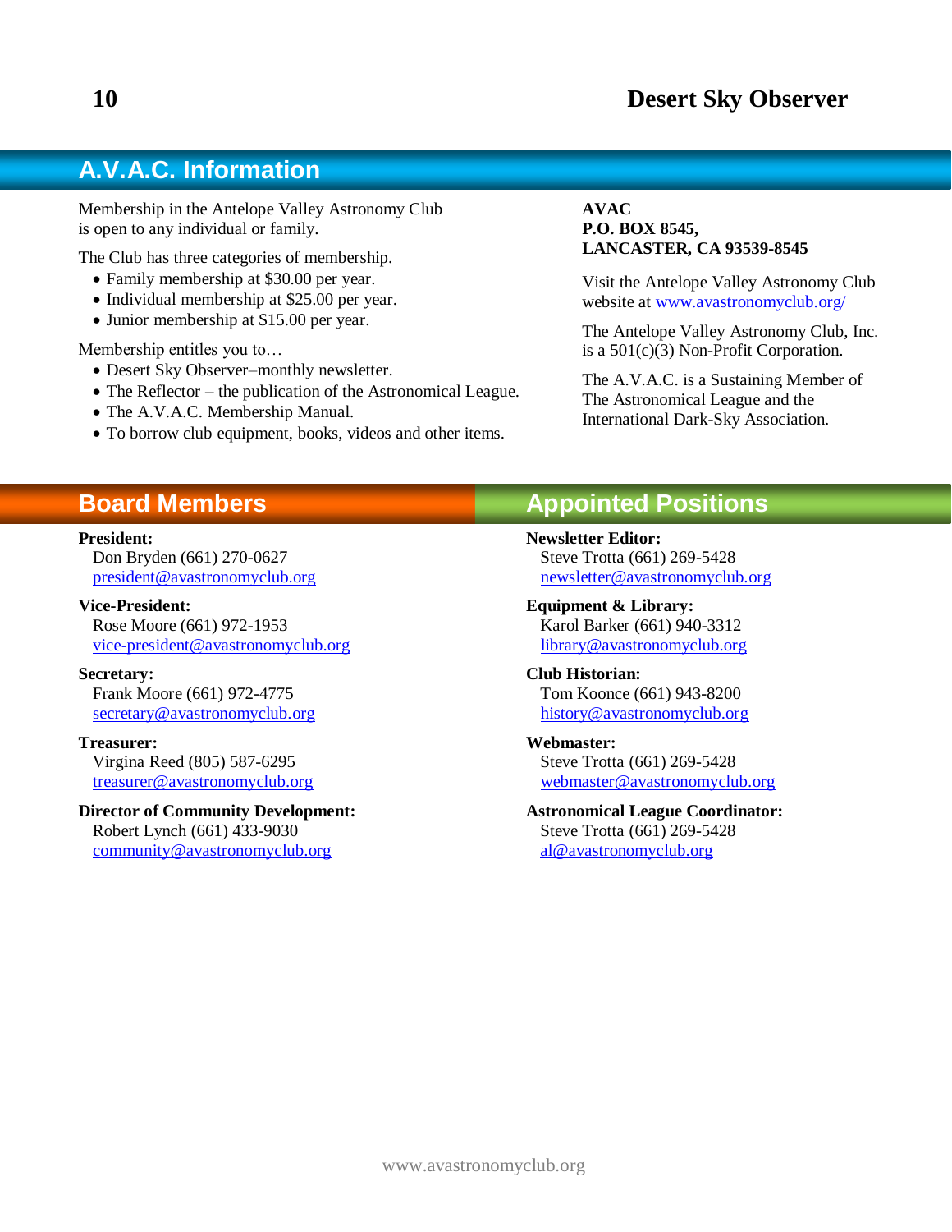## A.V.A.C. Information

Membership in the Antelope Valley Astronomy Club is open to any individual or family.

The Club has three categories of membership.

- Family membership at $30.00 per year.
- Individual membership at $25.00 per year.
- Junior membership at $15.00 per year.

Membership entitles you to…

- Desert Sky Observer–monthly newsletter.
- The Reflector – the publication of the Astronomical League.
- The A.V.A.C. Membership Manual.
- To borrow club equipment, books, videos and other items.

**AVAC**
**P.O. BOX 8545,**
**LANCASTER, CA 93539-8545**

Visit the Antelope Valley Astronomy Club website at www.avastronomyclub.org/

The Antelope Valley Astronomy Club, Inc. is a 501(c)(3) Non-Profit Corporation.

The A.V.A.C. is a Sustaining Member of The Astronomical League and the International Dark-Sky Association.

## Board Members

**President:**
Don Bryden (661) 270-0627
president@avastronomyclub.org

**Vice-President:**
Rose Moore (661) 972-1953
vice-president@avastronomyclub.org

**Secretary:**
Frank Moore (661) 972-4775
secretary@avastronomyclub.org

**Treasurer:**
Virgina Reed (805) 587-6295
treasurer@avastronomyclub.org

**Director of Community Development:**
Robert Lynch (661) 433-9030
community@avastronomyclub.org

## Appointed Positions

**Newsletter Editor:**
Steve Trotta (661) 269-5428
newsletter@avastronomyclub.org

**Equipment & Library:**
Karol Barker (661) 940-3312
library@avastronomyclub.org

**Club Historian:**
Tom Koonce (661) 943-8200
history@avastronomyclub.org

**Webmaster:**
Steve Trotta (661) 269-5428
webmaster@avastronomyclub.org

**Astronomical League Coordinator:**
Steve Trotta (661) 269-5428
al@avastronomyclub.org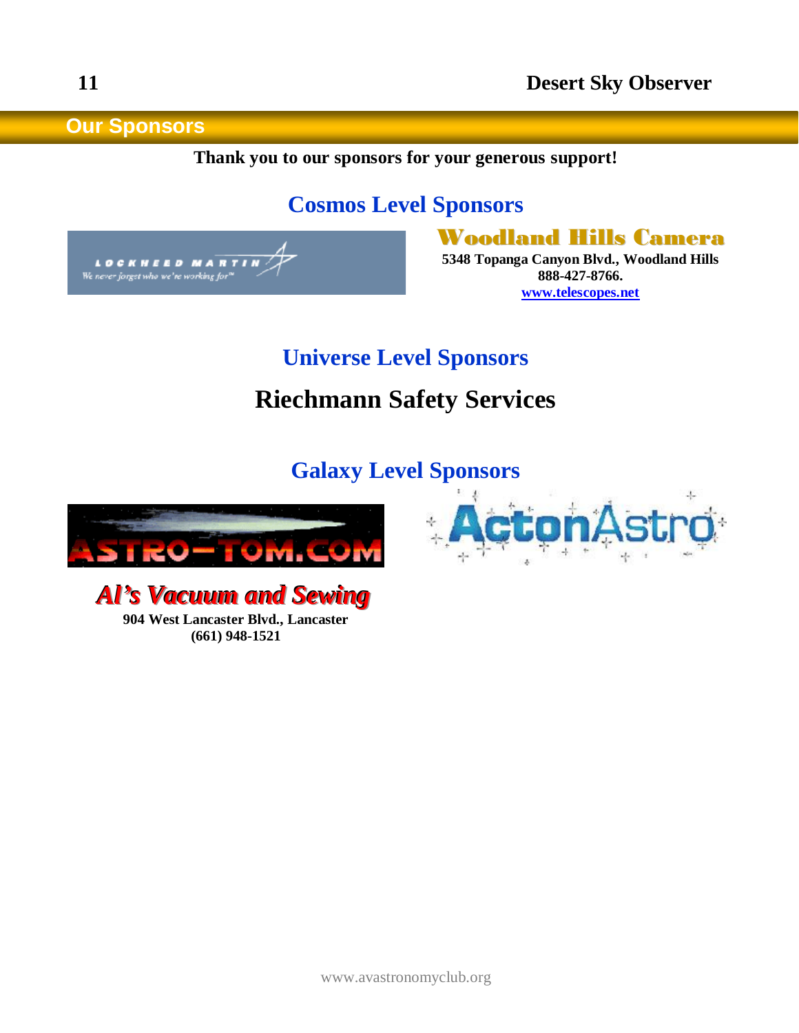## Our Sponsors

**Thank you to our sponsors for your generous support!**

### Cosmos Level Sponsors

LOCKHEED MARTIN
We never forget who we're working for™

**Woodland Hills Camera**

**5348 Topanga Canyon Blvd., Woodland Hills**
**888-427-8766.**
**www.telescopes.net**

### Universe Level Sponsors

## Riechmann Safety Services

### Galaxy Level Sponsors

ASTRO-TOM.COM

ActonAstro

***Al's Vacuum and Sewing***

**904 West Lancaster Blvd., Lancaster**
**(661) 948-1521**

www.avastronomyclub.org